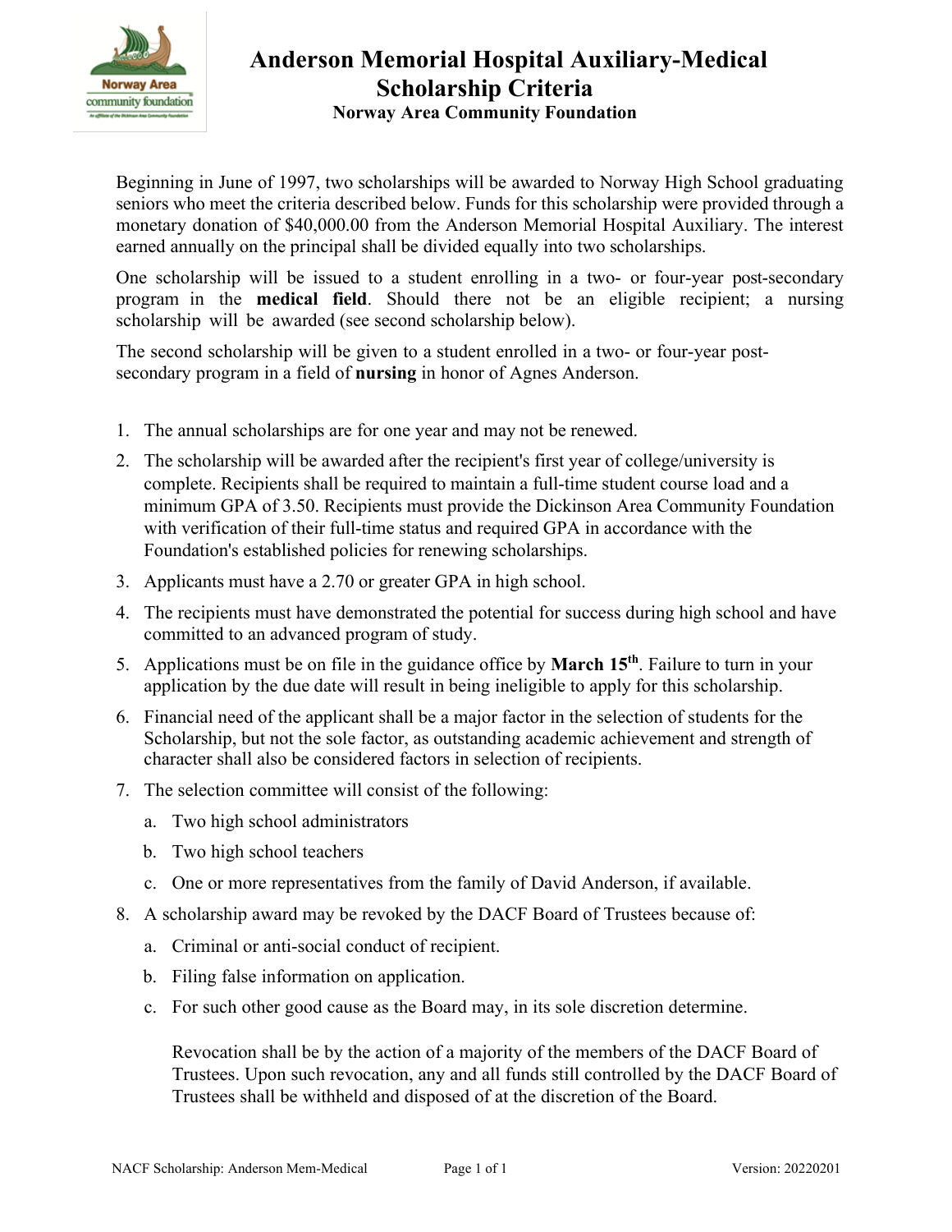# Anderson Memorial Hospital Auxiliary-Medical Scholarship Criteria

### Norway Area Community Foundation

Beginning in June of 1997, two scholarships will be awarded to Norway High School graduating seniors who meet the criteria described below. Funds for this scholarship were provided through a monetary donation of $40,000.00 from the Anderson Memorial Hospital Auxiliary. The interest earned annually on the principal shall be divided equally into two scholarships.

One scholarship will be issued to a student enrolling in a two- or four-year post-secondary program in the **medical field**. Should there not be an eligible recipient; a nursing scholarship will be awarded (see second scholarship below).

The second scholarship will be given to a student enrolled in a two- or four-year post-secondary program in a field of **nursing** in honor of Agnes Anderson.

1. The annual scholarships are for one year and may not be renewed.
2. The scholarship will be awarded after the recipient's first year of college/university is complete. Recipients shall be required to maintain a full-time student course load and a minimum GPA of 3.50. Recipients must provide the Dickinson Area Community Foundation with verification of their full-time status and required GPA in accordance with the Foundation's established policies for renewing scholarships.
3. Applicants must have a 2.70 or greater GPA in high school.
4. The recipients must have demonstrated the potential for success during high school and have committed to an advanced program of study.
5. Applications must be on file in the guidance office by **March 15th**. Failure to turn in your application by the due date will result in being ineligible to apply for this scholarship.
6. Financial need of the applicant shall be a major factor in the selection of students for the Scholarship, but not the sole factor, as outstanding academic achievement and strength of character shall also be considered factors in selection of recipients.
7. The selection committee will consist of the following:
   a. Two high school administrators
   b. Two high school teachers
   c. One or more representatives from the family of David Anderson, if available.
8. A scholarship award may be revoked by the DACF Board of Trustees because of:
   a. Criminal or anti-social conduct of recipient.
   b. Filing false information on application.
   c. For such other good cause as the Board may, in its sole discretion determine.

   Revocation shall be by the action of a majority of the members of the DACF Board of Trustees. Upon such revocation, any and all funds still controlled by the DACF Board of Trustees shall be withheld and disposed of at the discretion of the Board.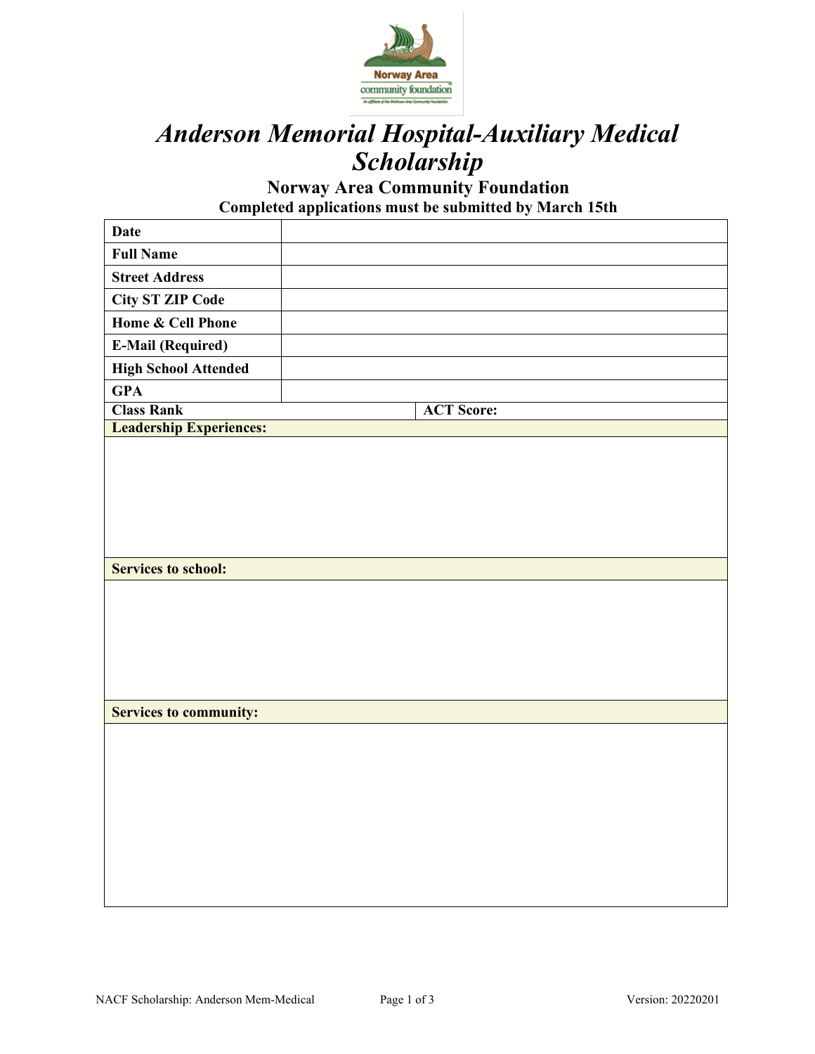# *Anderson Memorial Hospital-Auxiliary Medical Scholarship*

## Norway Area Community Foundation

**Completed applications must be submitted by March 15th**

| | |
|---|---|
| **Date** | |
| **Full Name** | |
| **Street Address** | |
| **City ST ZIP Code** | |
| **Home & Cell Phone** | |
| **E-Mail (Required)** | |
| **High School Attended** | |
| **GPA** | |
| **Class Rank** | **ACT Score:** |

**Leadership Experiences:**

**Services to school:**

**Services to community:**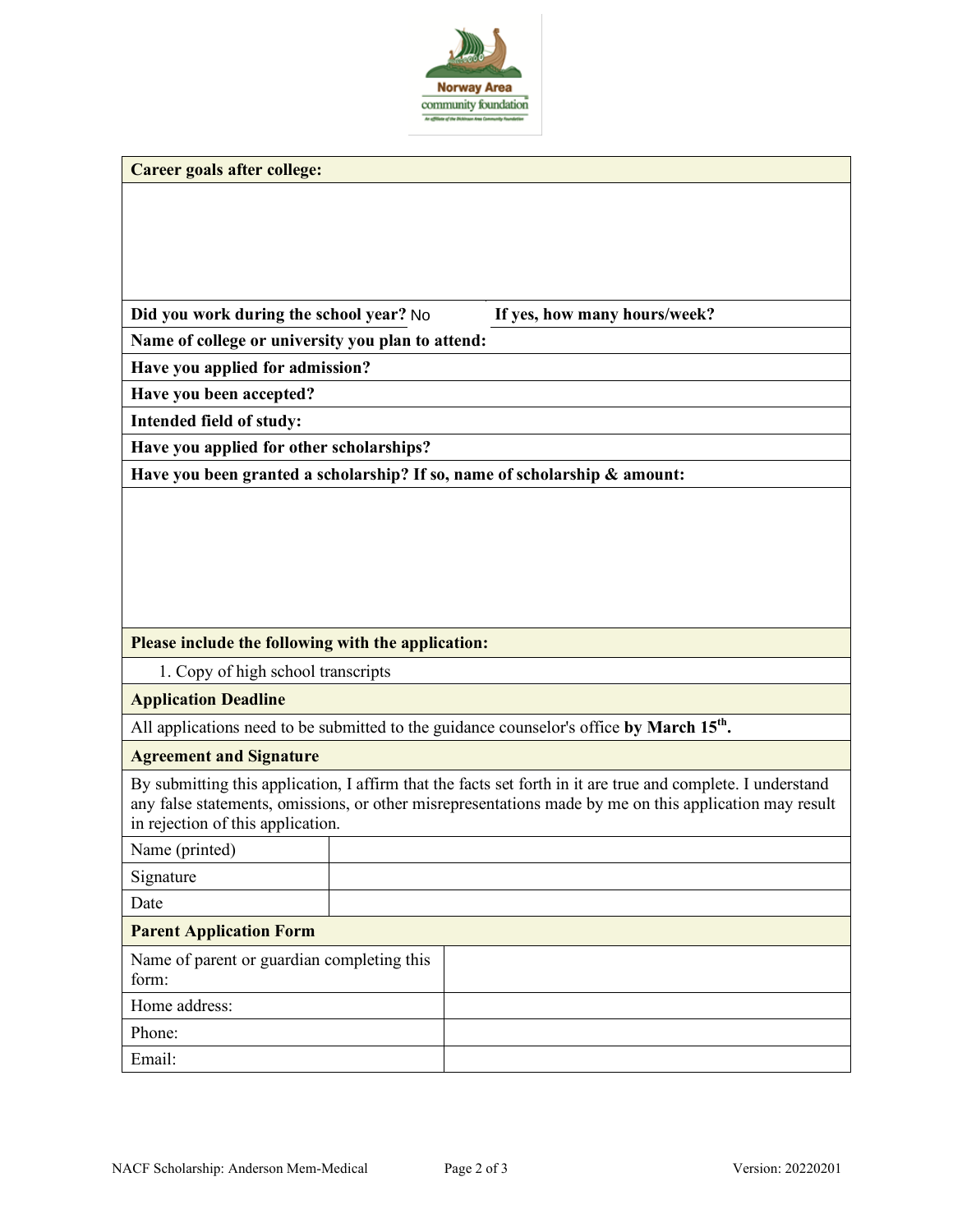| Career goals after college: | |
|---|---|
| | |
| Did you work during the school year? No | If yes, how many hours/week? |
| Name of college or university you plan to attend: | |
| Have you applied for admission? | |
| Have you been accepted? | |
| Intended field of study: | |
| Have you applied for other scholarships? | |
| Have you been granted a scholarship? If so, name of scholarship & amount: | |
| | |

**Please include the following with the application:**

1. Copy of high school transcripts

**Application Deadline**

All applications need to be submitted to the guidance counselor's office **by March 15th.**

**Agreement and Signature**

By submitting this application, I affirm that the facts set forth in it are true and complete. I understand any false statements, omissions, or other misrepresentations made by me on this application may result in rejection of this application.

| Name (printed) | |
|---|---|
| Signature | |
| Date | |

**Parent Application Form**

| Name of parent or guardian completing this form: | |
|---|---|
| Home address: | |
| Phone: | |
| Email: | |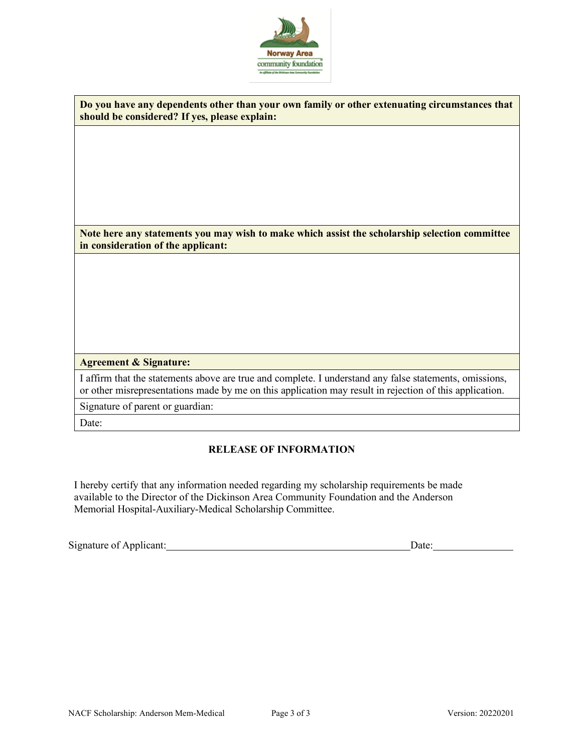| |
|---|
| **Do you have any dependents other than your own family or other extenuating circumstances that should be considered? If yes, please explain:** |
| |
| **Note here any statements you may wish to make which assist the scholarship selection committee in consideration of the applicant:** |
| |
| **Agreement & Signature:** |
| I affirm that the statements above are true and complete. I understand any false statements, omissions, or other misrepresentations made by me on this application may result in rejection of this application. |
| Signature of parent or guardian: |
| Date: |

**RELEASE OF INFORMATION**

I hereby certify that any information needed regarding my scholarship requirements be made available to the Director of the Dickinson Area Community Foundation and the Anderson Memorial Hospital-Auxiliary-Medical Scholarship Committee.

Signature of Applicant:_______________________________________________Date:_______________